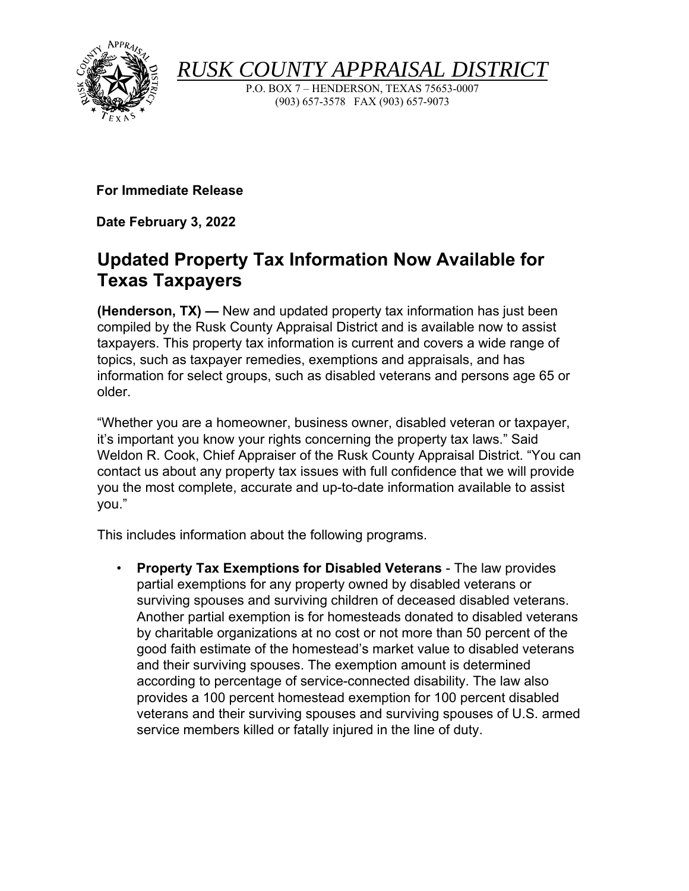# *RUSK COUNTY APPRAISAL DISTRICT*

P.O. BOX 7 – HENDERSON, TEXAS 75653-0007
(903) 657-3578 FAX (903) 657-9073

**For Immediate Release**

**Date February 3, 2022**

## Updated Property Tax Information Now Available for Texas Taxpayers

**(Henderson, TX) —** New and updated property tax information has just been compiled by the Rusk County Appraisal District and is available now to assist taxpayers. This property tax information is current and covers a wide range of topics, such as taxpayer remedies, exemptions and appraisals, and has information for select groups, such as disabled veterans and persons age 65 or older.

"Whether you are a homeowner, business owner, disabled veteran or taxpayer, it's important you know your rights concerning the property tax laws." Said Weldon R. Cook, Chief Appraiser of the Rusk County Appraisal District. "You can contact us about any property tax issues with full confidence that we will provide you the most complete, accurate and up-to-date information available to assist you."

This includes information about the following programs.

- **Property Tax Exemptions for Disabled Veterans** - The law provides partial exemptions for any property owned by disabled veterans or surviving spouses and surviving children of deceased disabled veterans. Another partial exemption is for homesteads donated to disabled veterans by charitable organizations at no cost or not more than 50 percent of the good faith estimate of the homestead's market value to disabled veterans and their surviving spouses. The exemption amount is determined according to percentage of service-connected disability. The law also provides a 100 percent homestead exemption for 100 percent disabled veterans and their surviving spouses and surviving spouses of U.S. armed service members killed or fatally injured in the line of duty.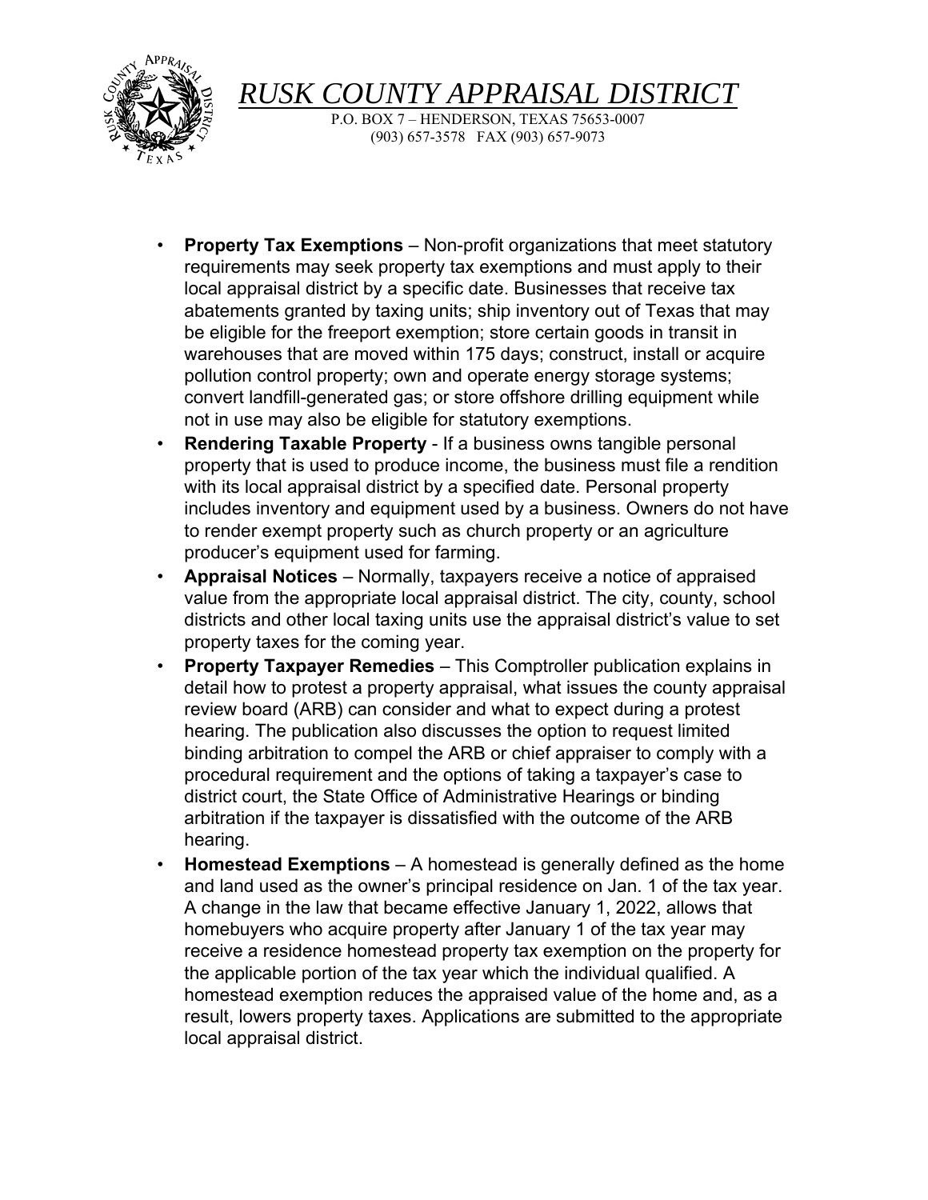# *RUSK COUNTY APPRAISAL DISTRICT*

P.O. BOX 7 – HENDERSON, TEXAS 75653-0007
(903) 657-3578 FAX (903) 657-9073

- **Property Tax Exemptions** – Non-profit organizations that meet statutory requirements may seek property tax exemptions and must apply to their local appraisal district by a specific date. Businesses that receive tax abatements granted by taxing units; ship inventory out of Texas that may be eligible for the freeport exemption; store certain goods in transit in warehouses that are moved within 175 days; construct, install or acquire pollution control property; own and operate energy storage systems; convert landfill-generated gas; or store offshore drilling equipment while not in use may also be eligible for statutory exemptions.
- **Rendering Taxable Property** - If a business owns tangible personal property that is used to produce income, the business must file a rendition with its local appraisal district by a specified date. Personal property includes inventory and equipment used by a business. Owners do not have to render exempt property such as church property or an agriculture producer's equipment used for farming.
- **Appraisal Notices** – Normally, taxpayers receive a notice of appraised value from the appropriate local appraisal district. The city, county, school districts and other local taxing units use the appraisal district's value to set property taxes for the coming year.
- **Property Taxpayer Remedies** – This Comptroller publication explains in detail how to protest a property appraisal, what issues the county appraisal review board (ARB) can consider and what to expect during a protest hearing. The publication also discusses the option to request limited binding arbitration to compel the ARB or chief appraiser to comply with a procedural requirement and the options of taking a taxpayer's case to district court, the State Office of Administrative Hearings or binding arbitration if the taxpayer is dissatisfied with the outcome of the ARB hearing.
- **Homestead Exemptions** – A homestead is generally defined as the home and land used as the owner's principal residence on Jan. 1 of the tax year. A change in the law that became effective January 1, 2022, allows that homebuyers who acquire property after January 1 of the tax year may receive a residence homestead property tax exemption on the property for the applicable portion of the tax year which the individual qualified. A homestead exemption reduces the appraised value of the home and, as a result, lowers property taxes. Applications are submitted to the appropriate local appraisal district.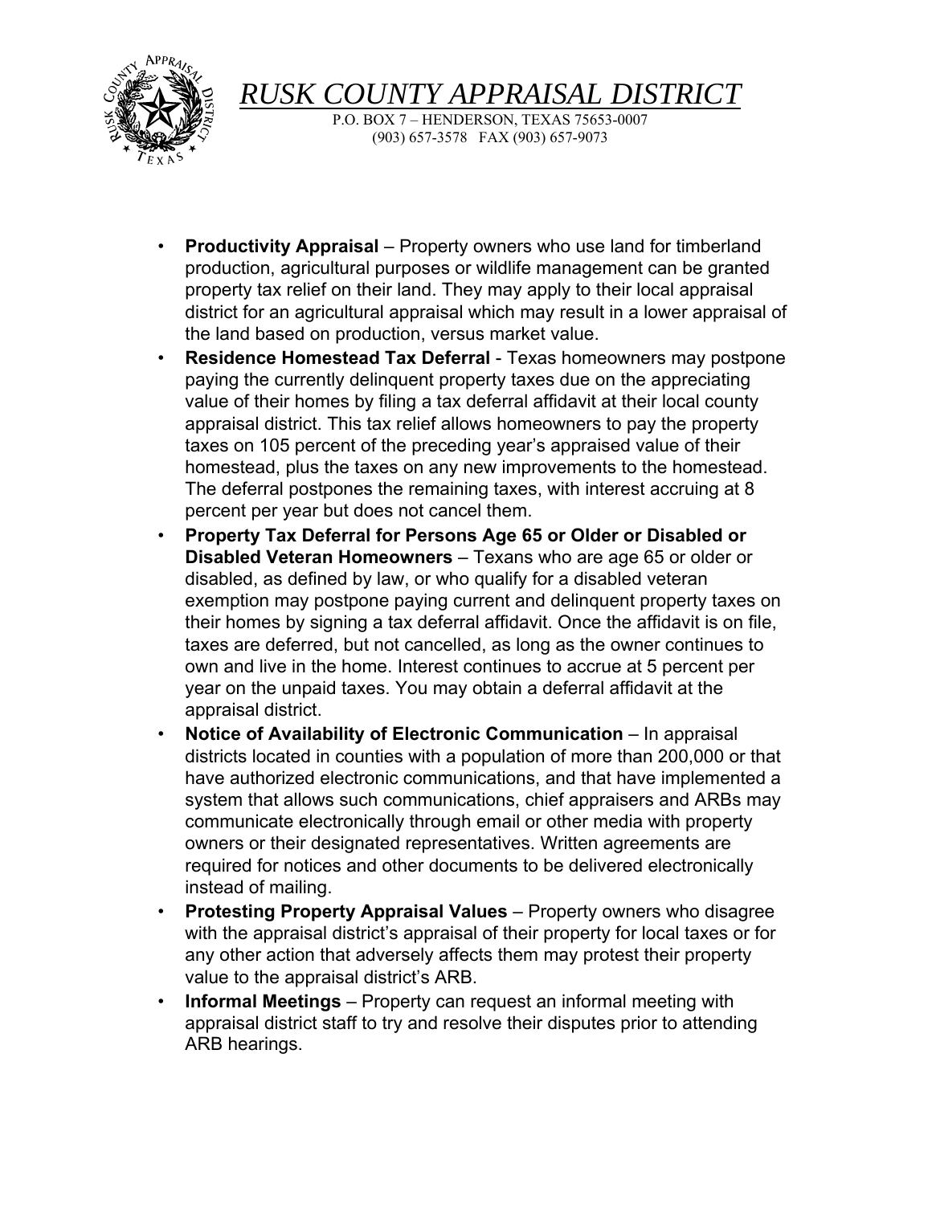# *RUSK COUNTY APPRAISAL DISTRICT*

P.O. BOX 7 – HENDERSON, TEXAS 75653-0007
(903) 657-3578 FAX (903) 657-9073

- **Productivity Appraisal** – Property owners who use land for timberland production, agricultural purposes or wildlife management can be granted property tax relief on their land. They may apply to their local appraisal district for an agricultural appraisal which may result in a lower appraisal of the land based on production, versus market value.
- **Residence Homestead Tax Deferral** - Texas homeowners may postpone paying the currently delinquent property taxes due on the appreciating value of their homes by filing a tax deferral affidavit at their local county appraisal district. This tax relief allows homeowners to pay the property taxes on 105 percent of the preceding year's appraised value of their homestead, plus the taxes on any new improvements to the homestead. The deferral postpones the remaining taxes, with interest accruing at 8 percent per year but does not cancel them.
- **Property Tax Deferral for Persons Age 65 or Older or Disabled or Disabled Veteran Homeowners** – Texans who are age 65 or older or disabled, as defined by law, or who qualify for a disabled veteran exemption may postpone paying current and delinquent property taxes on their homes by signing a tax deferral affidavit. Once the affidavit is on file, taxes are deferred, but not cancelled, as long as the owner continues to own and live in the home. Interest continues to accrue at 5 percent per year on the unpaid taxes. You may obtain a deferral affidavit at the appraisal district.
- **Notice of Availability of Electronic Communication** – In appraisal districts located in counties with a population of more than 200,000 or that have authorized electronic communications, and that have implemented a system that allows such communications, chief appraisers and ARBs may communicate electronically through email or other media with property owners or their designated representatives. Written agreements are required for notices and other documents to be delivered electronically instead of mailing.
- **Protesting Property Appraisal Values** – Property owners who disagree with the appraisal district's appraisal of their property for local taxes or for any other action that adversely affects them may protest their property value to the appraisal district's ARB.
- **Informal Meetings** – Property can request an informal meeting with appraisal district staff to try and resolve their disputes prior to attending ARB hearings.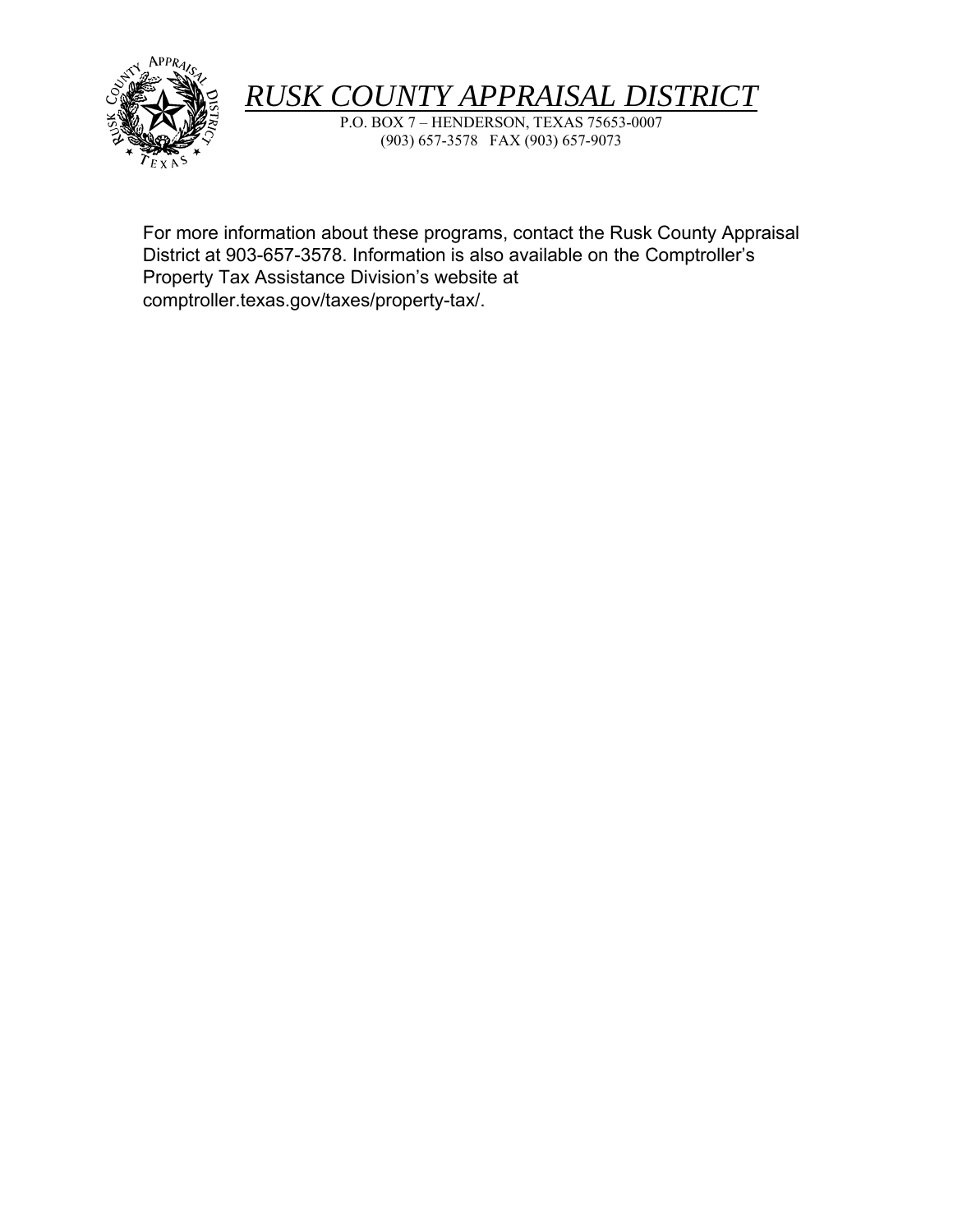# *RUSK COUNTY APPRAISAL DISTRICT*

P.O. BOX 7 – HENDERSON, TEXAS 75653-0007
(903) 657-3578 FAX (903) 657-9073

For more information about these programs, contact the Rusk County Appraisal District at 903-657-3578. Information is also available on the Comptroller's Property Tax Assistance Division's website at comptroller.texas.gov/taxes/property-tax/.